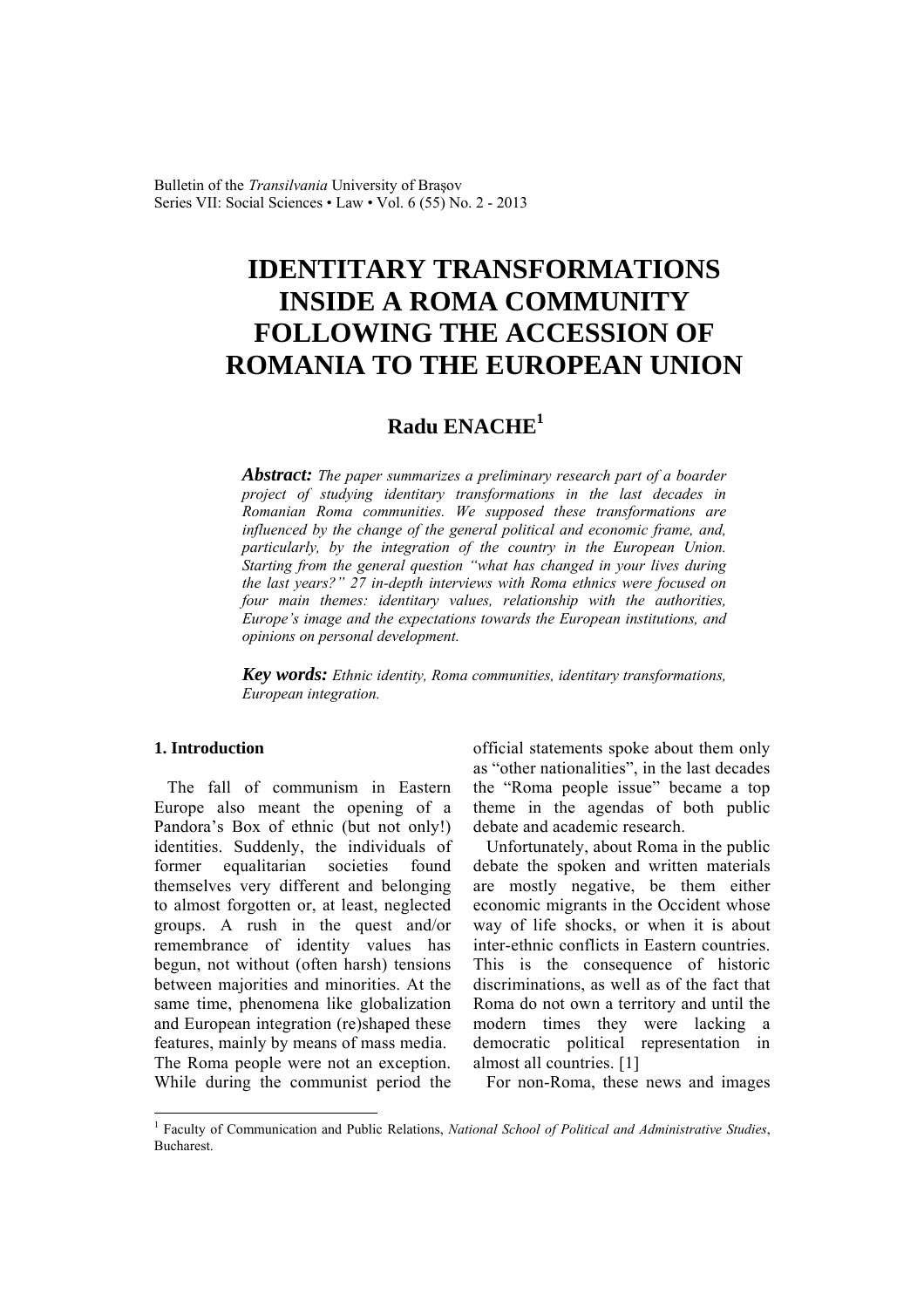# IDENTITARY TRANSFORMATIONS INSIDE A ROMA COMMUNITY FOLLOWING THE ACCESSION OF ROMANIA TO THE EUROPEAN UNION

**Radu ENACHE**[1]

***Abstract:*** *The paper summarizes a preliminary research part of a boarder project of studying identitary transformations in the last decades in Romanian Roma communities. We supposed these transformations are influenced by the change of the general political and economic frame, and, particularly, by the integration of the country in the European Union. Starting from the general question "what has changed in your lives during the last years?" 27 in-depth interviews with Roma ethnics were focused on four main themes: identitary values, relationship with the authorities, Europe's image and the expectations towards the European institutions, and opinions on personal development.*

***Key words:*** *Ethnic identity, Roma communities, identitary transformations, European integration.*

## 1. Introduction

The fall of communism in Eastern Europe also meant the opening of a Pandora's Box of ethnic (but not only!) identities. Suddenly, the individuals of former equalitarian societies found themselves very different and belonging to almost forgotten or, at least, neglected groups. A rush in the quest and/or remembrance of identity values has begun, not without (often harsh) tensions between majorities and minorities. At the same time, phenomena like globalization and European integration (re)shaped these features, mainly by means of mass media. The Roma people were not an exception. While during the communist period the official statements spoke about them only as "other nationalities", in the last decades the "Roma people issue" became a top theme in the agendas of both public debate and academic research.

Unfortunately, about Roma in the public debate the spoken and written materials are mostly negative, be them either economic migrants in the Occident whose way of life shocks, or when it is about inter-ethnic conflicts in Eastern countries. This is the consequence of historic discriminations, as well as of the fact that Roma do not own a territory and until the modern times they were lacking a democratic political representation in almost all countries. [1]

For non-Roma, these news and images

[1] Faculty of Communication and Public Relations, *National School of Political and Administrative Studies*, Bucharest.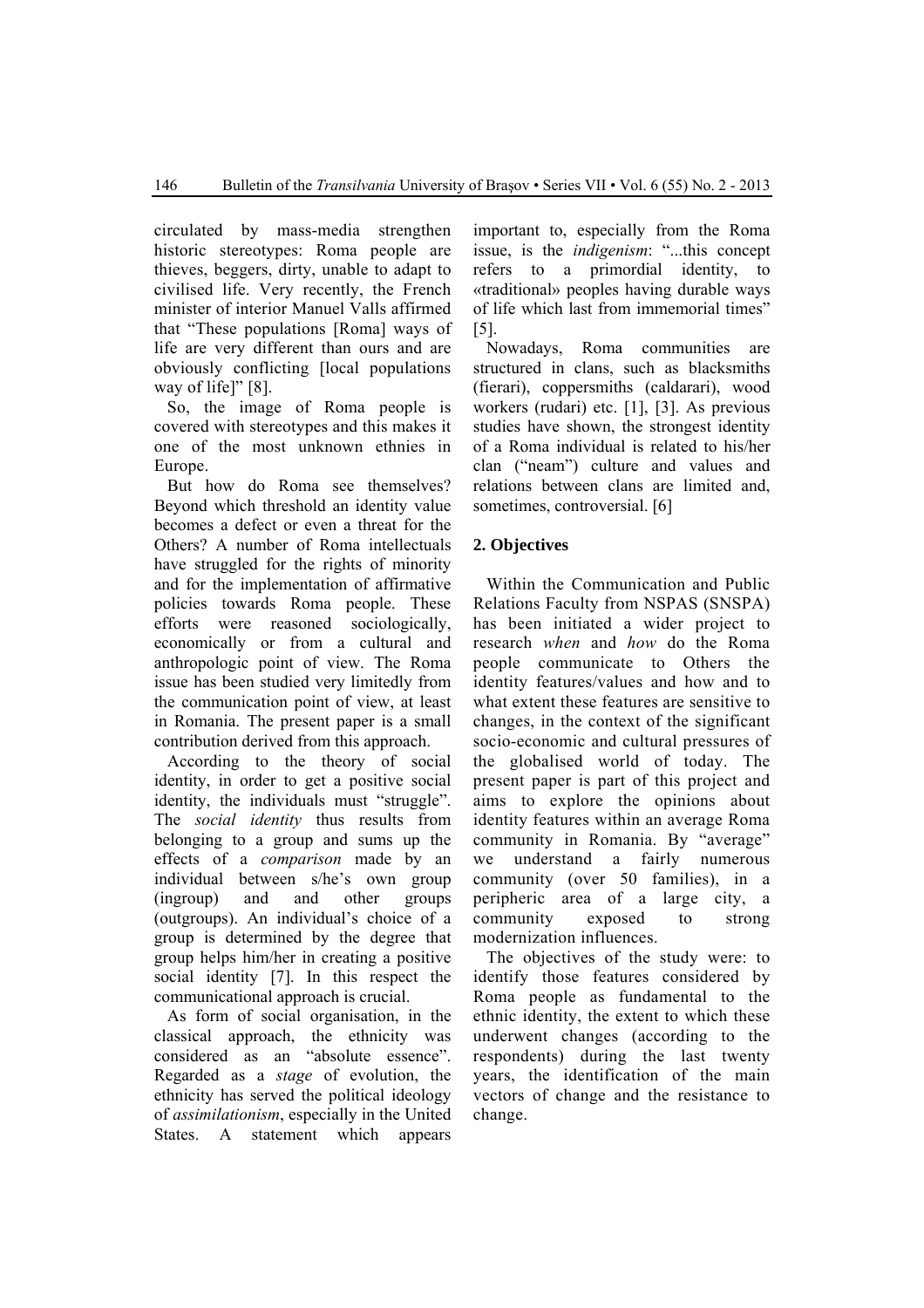circulated by mass-media strengthen historic stereotypes: Roma people are thieves, beggers, dirty, unable to adapt to civilised life. Very recently, the French minister of interior Manuel Valls affirmed that "These populations [Roma] ways of life are very different than ours and are obviously conflicting [local populations way of life]" [8].

So, the image of Roma people is covered with stereotypes and this makes it one of the most unknown ethnies in Europe.

But how do Roma see themselves? Beyond which threshold an identity value becomes a defect or even a threat for the Others? A number of Roma intellectuals have struggled for the rights of minority and for the implementation of affirmative policies towards Roma people. These efforts were reasoned sociologically, economically or from a cultural and anthropologic point of view. The Roma issue has been studied very limitedly from the communication point of view, at least in Romania. The present paper is a small contribution derived from this approach.

According to the theory of social identity, in order to get a positive social identity, the individuals must "struggle". The *social identity* thus results from belonging to a group and sums up the effects of a *comparison* made by an individual between s/he's own group (ingroup) and and other groups (outgroups). An individual's choice of a group is determined by the degree that group helps him/her in creating a positive social identity [7]. In this respect the communicational approach is crucial.

As form of social organisation, in the classical approach, the ethnicity was considered as an "absolute essence". Regarded as a *stage* of evolution, the ethnicity has served the political ideology of *assimilationism*, especially in the United States. A statement which appears important to, especially from the Roma issue, is the *indigenism*: "...this concept refers to a primordial identity, to «traditional» peoples having durable ways of life which last from immemorial times" [5].

Nowadays, Roma communities are structured in clans, such as blacksmiths (fierari), coppersmiths (caldarari), wood workers (rudari) etc. [1], [3]. As previous studies have shown, the strongest identity of a Roma individual is related to his/her clan ("neam") culture and values and relations between clans are limited and, sometimes, controversial. [6]

## 2. Objectives

Within the Communication and Public Relations Faculty from NSPAS (SNSPA) has been initiated a wider project to research *when* and *how* do the Roma people communicate to Others the identity features/values and how and to what extent these features are sensitive to changes, in the context of the significant socio-economic and cultural pressures of the globalised world of today. The present paper is part of this project and aims to explore the opinions about identity features within an average Roma community in Romania. By "average" we understand a fairly numerous community (over 50 families), in a peripheric area of a large city, a community exposed to strong modernization influences.

The objectives of the study were: to identify those features considered by Roma people as fundamental to the ethnic identity, the extent to which these underwent changes (according to the respondents) during the last twenty years, the identification of the main vectors of change and the resistance to change.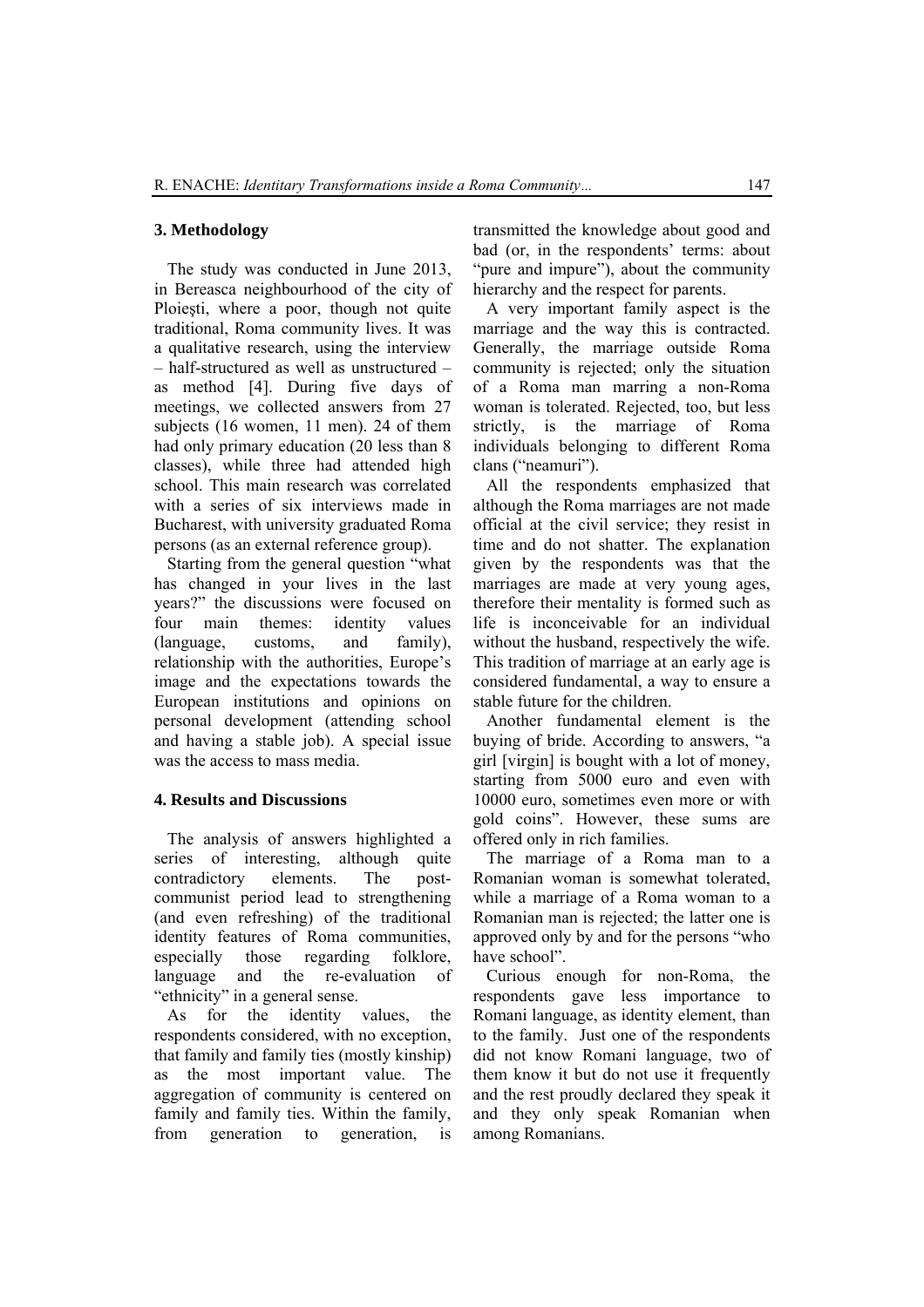## 3. Methodology

The study was conducted in June 2013, in Bereasca neighbourhood of the city of Ploieşti, where a poor, though not quite traditional, Roma community lives. It was a qualitative research, using the interview – half-structured as well as unstructured – as method [4]. During five days of meetings, we collected answers from 27 subjects (16 women, 11 men). 24 of them had only primary education (20 less than 8 classes), while three had attended high school. This main research was correlated with a series of six interviews made in Bucharest, with university graduated Roma persons (as an external reference group).

Starting from the general question "what has changed in your lives in the last years?" the discussions were focused on four main themes: identity values (language, customs, and family), relationship with the authorities, Europe's image and the expectations towards the European institutions and opinions on personal development (attending school and having a stable job). A special issue was the access to mass media.

## 4. Results and Discussions

The analysis of answers highlighted a series of interesting, although quite contradictory elements. The post-communist period lead to strengthening (and even refreshing) of the traditional identity features of Roma communities, especially those regarding folklore, language and the re-evaluation of "ethnicity" in a general sense.

As for the identity values, the respondents considered, with no exception, that family and family ties (mostly kinship) as the most important value. The aggregation of community is centered on family and family ties. Within the family, from generation to generation, is transmitted the knowledge about good and bad (or, in the respondents' terms: about "pure and impure"), about the community hierarchy and the respect for parents.

A very important family aspect is the marriage and the way this is contracted. Generally, the marriage outside Roma community is rejected; only the situation of a Roma man marring a non-Roma woman is tolerated. Rejected, too, but less strictly, is the marriage of Roma individuals belonging to different Roma clans ("neamuri").

All the respondents emphasized that although the Roma marriages are not made official at the civil service; they resist in time and do not shatter. The explanation given by the respondents was that the marriages are made at very young ages, therefore their mentality is formed such as life is inconceivable for an individual without the husband, respectively the wife. This tradition of marriage at an early age is considered fundamental, a way to ensure a stable future for the children.

Another fundamental element is the buying of bride. According to answers, "a girl [virgin] is bought with a lot of money, starting from 5000 euro and even with 10000 euro, sometimes even more or with gold coins". However, these sums are offered only in rich families.

The marriage of a Roma man to a Romanian woman is somewhat tolerated, while a marriage of a Roma woman to a Romanian man is rejected; the latter one is approved only by and for the persons "who have school".

Curious enough for non-Roma, the respondents gave less importance to Romani language, as identity element, than to the family. Just one of the respondents did not know Romani language, two of them know it but do not use it frequently and the rest proudly declared they speak it and they only speak Romanian when among Romanians.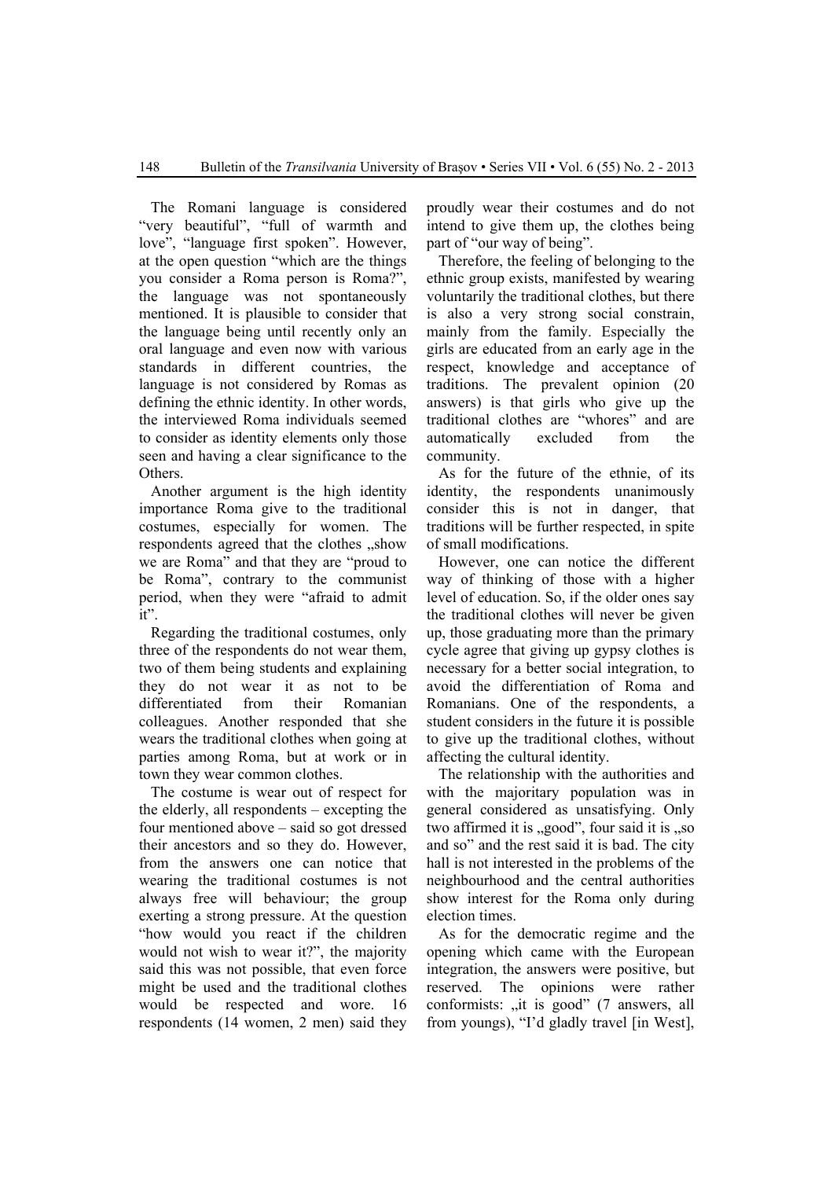The Romani language is considered "very beautiful", "full of warmth and love", "language first spoken". However, at the open question "which are the things you consider a Roma person is Roma?", the language was not spontaneously mentioned. It is plausible to consider that the language being until recently only an oral language and even now with various standards in different countries, the language is not considered by Romas as defining the ethnic identity. In other words, the interviewed Roma individuals seemed to consider as identity elements only those seen and having a clear significance to the Others.

Another argument is the high identity importance Roma give to the traditional costumes, especially for women. The respondents agreed that the clothes „show we are Roma" and that they are "proud to be Roma", contrary to the communist period, when they were "afraid to admit it".

Regarding the traditional costumes, only three of the respondents do not wear them, two of them being students and explaining they do not wear it as not to be differentiated from their Romanian colleagues. Another responded that she wears the traditional clothes when going at parties among Roma, but at work or in town they wear common clothes.

The costume is wear out of respect for the elderly, all respondents – excepting the four mentioned above – said so got dressed their ancestors and so they do. However, from the answers one can notice that wearing the traditional costumes is not always free will behaviour; the group exerting a strong pressure. At the question "how would you react if the children would not wish to wear it?", the majority said this was not possible, that even force might be used and the traditional clothes would be respected and wore. 16 respondents (14 women, 2 men) said they proudly wear their costumes and do not intend to give them up, the clothes being part of "our way of being".

Therefore, the feeling of belonging to the ethnic group exists, manifested by wearing voluntarily the traditional clothes, but there is also a very strong social constrain, mainly from the family. Especially the girls are educated from an early age in the respect, knowledge and acceptance of traditions. The prevalent opinion (20 answers) is that girls who give up the traditional clothes are "whores" and are automatically excluded from the community.

As for the future of the ethnie, of its identity, the respondents unanimously consider this is not in danger, that traditions will be further respected, in spite of small modifications.

However, one can notice the different way of thinking of those with a higher level of education. So, if the older ones say the traditional clothes will never be given up, those graduating more than the primary cycle agree that giving up gypsy clothes is necessary for a better social integration, to avoid the differentiation of Roma and Romanians. One of the respondents, a student considers in the future it is possible to give up the traditional clothes, without affecting the cultural identity.

The relationship with the authorities and with the majoritary population was in general considered as unsatisfying. Only two affirmed it is „good", four said it is „so and so" and the rest said it is bad. The city hall is not interested in the problems of the neighbourhood and the central authorities show interest for the Roma only during election times.

As for the democratic regime and the opening which came with the European integration, the answers were positive, but reserved. The opinions were rather conformists: „it is good" (7 answers, all from youngs), "I'd gladly travel [in West],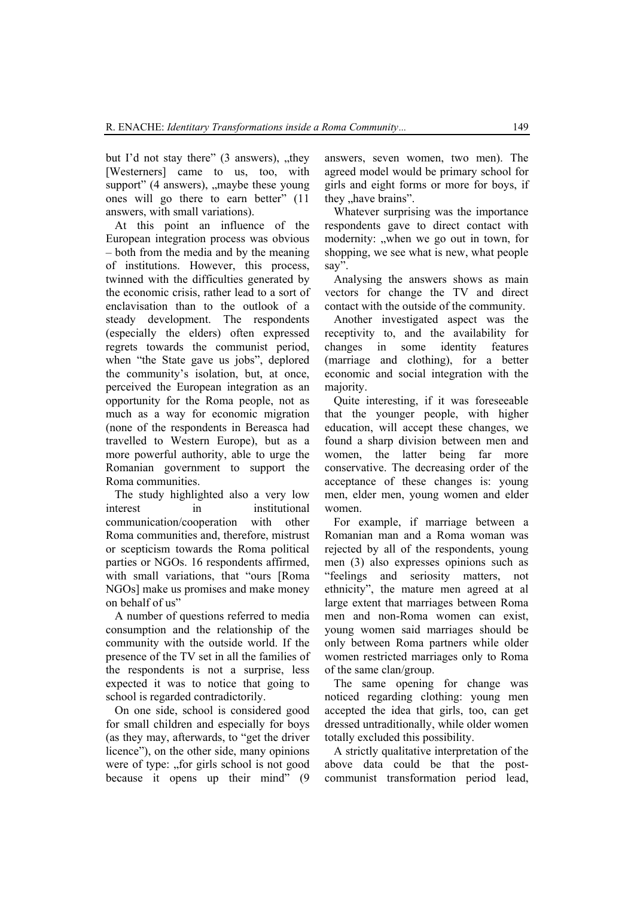but I'd not stay there" (3 answers), „they [Westerners] came to us, too, with support" (4 answers), „maybe these young ones will go there to earn better" (11 answers, with small variations).

At this point an influence of the European integration process was obvious – both from the media and by the meaning of institutions. However, this process, twinned with the difficulties generated by the economic crisis, rather lead to a sort of enclavisation than to the outlook of a steady development. The respondents (especially the elders) often expressed regrets towards the communist period, when "the State gave us jobs", deplored the community's isolation, but, at once, perceived the European integration as an opportunity for the Roma people, not as much as a way for economic migration (none of the respondents in Bereasca had travelled to Western Europe), but as a more powerful authority, able to urge the Romanian government to support the Roma communities.

The study highlighted also a very low interest in institutional communication/cooperation with other Roma communities and, therefore, mistrust or scepticism towards the Roma political parties or NGOs. 16 respondents affirmed, with small variations, that "ours [Roma NGOs] make us promises and make money on behalf of us"

A number of questions referred to media consumption and the relationship of the community with the outside world. If the presence of the TV set in all the families of the respondents is not a surprise, less expected it was to notice that going to school is regarded contradictorily.

On one side, school is considered good for small children and especially for boys (as they may, afterwards, to "get the driver licence"), on the other side, many opinions were of type: „for girls school is not good because it opens up their mind" (9 answers, seven women, two men). The agreed model would be primary school for girls and eight forms or more for boys, if they „have brains".

Whatever surprising was the importance respondents gave to direct contact with modernity: „when we go out in town, for shopping, we see what is new, what people say".

Analysing the answers shows as main vectors for change the TV and direct contact with the outside of the community.

Another investigated aspect was the receptivity to, and the availability for changes in some identity features (marriage and clothing), for a better economic and social integration with the majority.

Quite interesting, if it was foreseeable that the younger people, with higher education, will accept these changes, we found a sharp division between men and women, the latter being far more conservative. The decreasing order of the acceptance of these changes is: young men, elder men, young women and elder women.

For example, if marriage between a Romanian man and a Roma woman was rejected by all of the respondents, young men (3) also expresses opinions such as "feelings and seriosity matters, not ethnicity", the mature men agreed at al large extent that marriages between Roma men and non-Roma women can exist, young women said marriages should be only between Roma partners while older women restricted marriages only to Roma of the same clan/group.

The same opening for change was noticed regarding clothing: young men accepted the idea that girls, too, can get dressed untraditionally, while older women totally excluded this possibility.

A strictly qualitative interpretation of the above data could be that the post-communist transformation period lead,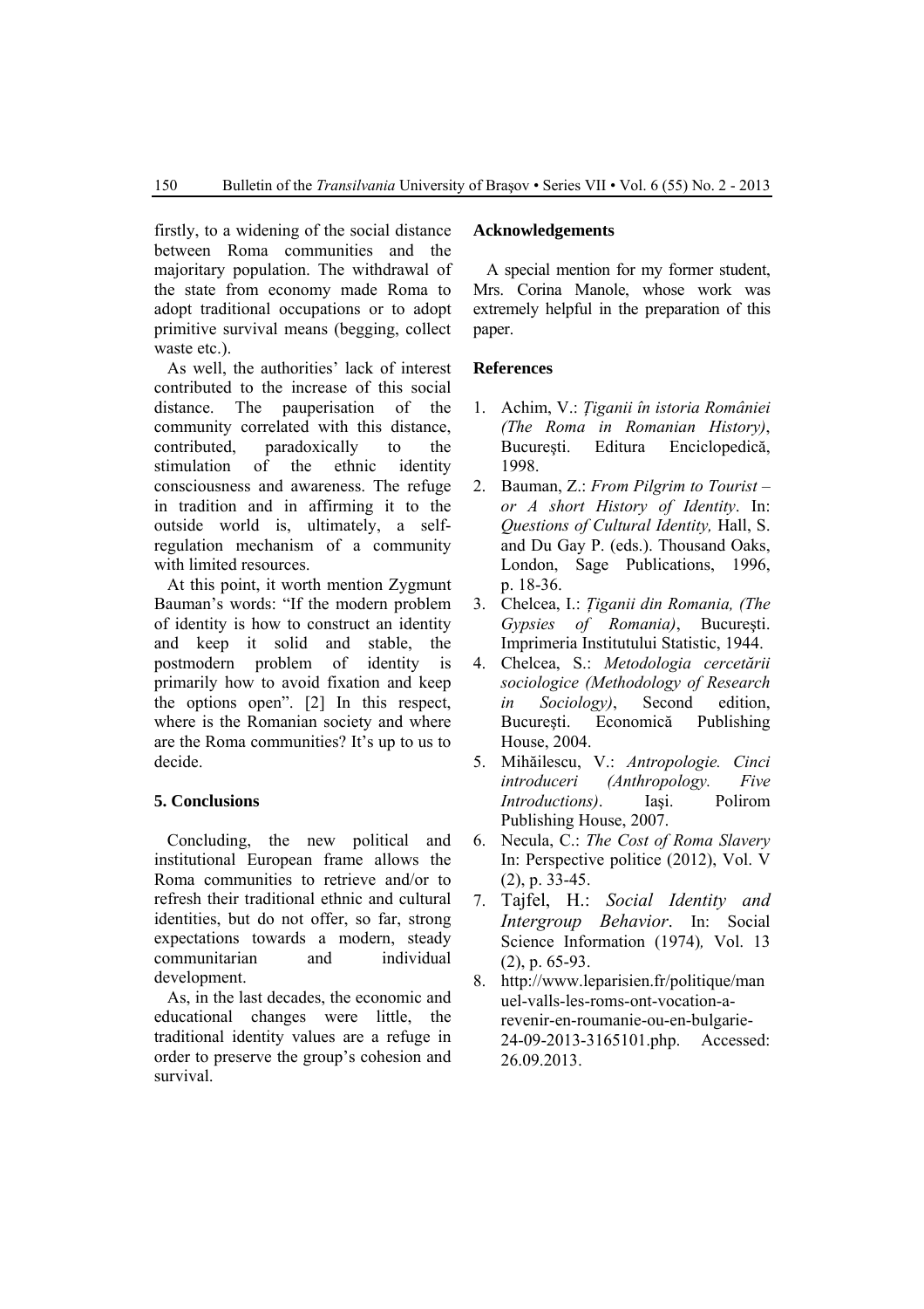firstly, to a widening of the social distance between Roma communities and the majoritary population. The withdrawal of the state from economy made Roma to adopt traditional occupations or to adopt primitive survival means (begging, collect waste etc.).

As well, the authorities' lack of interest contributed to the increase of this social distance. The pauperisation of the community correlated with this distance, contributed, paradoxically to the stimulation of the ethnic identity consciousness and awareness. The refuge in tradition and in affirming it to the outside world is, ultimately, a self-regulation mechanism of a community with limited resources.

At this point, it worth mention Zygmunt Bauman's words: "If the modern problem of identity is how to construct an identity and keep it solid and stable, the postmodern problem of identity is primarily how to avoid fixation and keep the options open". [2] In this respect, where is the Romanian society and where are the Roma communities? It's up to us to decide.

## 5. Conclusions

Concluding, the new political and institutional European frame allows the Roma communities to retrieve and/or to refresh their traditional ethnic and cultural identities, but do not offer, so far, strong expectations towards a modern, steady communitarian and individual development.

As, in the last decades, the economic and educational changes were little, the traditional identity values are a refuge in order to preserve the group's cohesion and survival.

## Acknowledgements

A special mention for my former student, Mrs. Corina Manole, whose work was extremely helpful in the preparation of this paper.

## References

1. Achim, V.: *Ţiganii în istoria României (The Roma in Romanian History)*, Bucureşti. Editura Enciclopedică, 1998.
2. Bauman, Z.: *From Pilgrim to Tourist – or A short History of Identity*. In: *Questions of Cultural Identity,* Hall, S. and Du Gay P. (eds.). Thousand Oaks, London, Sage Publications, 1996, p. 18-36.
3. Chelcea, I.: *Ţiganii din Romania, (The Gypsies of Romania)*, Bucureşti. Imprimeria Institutului Statistic, 1944.
4. Chelcea, S.: *Metodologia cercetării sociologice (Methodology of Research in Sociology)*, Second edition, Bucureşti. Economică Publishing House, 2004.
5. Mihăilescu, V.: *Antropologie. Cinci introduceri (Anthropology. Five Introductions)*. Iaşi. Polirom Publishing House, 2007.
6. Necula, C.: *The Cost of Roma Slavery* In: Perspective politice (2012), Vol. V (2), p. 33-45.
7. Tajfel, H.: *Social Identity and Intergroup Behavior*. In: Social Science Information (1974)*,* Vol. 13 (2), p. 65-93.
8. http://www.leparisien.fr/politique/manuel-valls-les-roms-ont-vocation-a-revenir-en-roumanie-ou-en-bulgarie-24-09-2013-3165101.php. Accessed: 26.09.2013.